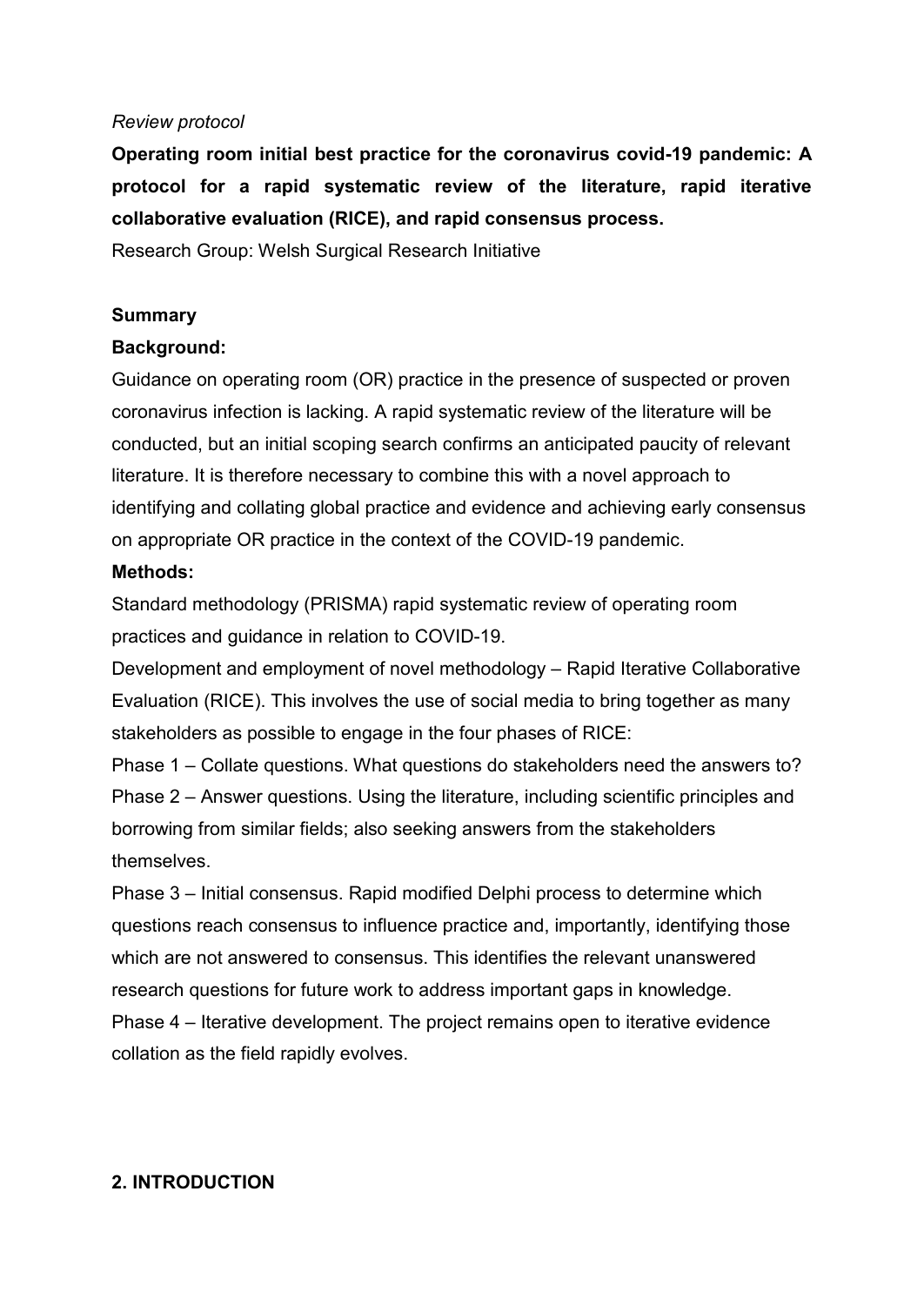*Review protocol*

# Operating room initial best practice for the coronavirus covid-19 pandemic: A protocol for a rapid systematic review of the literature, rapid iterative collaborative evaluation (RICE), and rapid consensus process.

Research Group: Welsh Surgical Research Initiative

## Summary

### Background:

Guidance on operating room (OR) practice in the presence of suspected or proven coronavirus infection is lacking. A rapid systematic review of the literature will be conducted, but an initial scoping search confirms an anticipated paucity of relevant literature. It is therefore necessary to combine this with a novel approach to identifying and collating global practice and evidence and achieving early consensus on appropriate OR practice in the context of the COVID-19 pandemic.

### Methods:

Standard methodology (PRISMA) rapid systematic review of operating room practices and guidance in relation to COVID-19.

Development and employment of novel methodology – Rapid Iterative Collaborative Evaluation (RICE). This involves the use of social media to bring together as many stakeholders as possible to engage in the four phases of RICE:

Phase 1 – Collate questions. What questions do stakeholders need the answers to?

Phase 2 – Answer questions. Using the literature, including scientific principles and borrowing from similar fields; also seeking answers from the stakeholders themselves.

Phase 3 – Initial consensus. Rapid modified Delphi process to determine which questions reach consensus to influence practice and, importantly, identifying those which are not answered to consensus. This identifies the relevant unanswered research questions for future work to address important gaps in knowledge.

Phase 4 – Iterative development. The project remains open to iterative evidence collation as the field rapidly evolves.

## 2. INTRODUCTION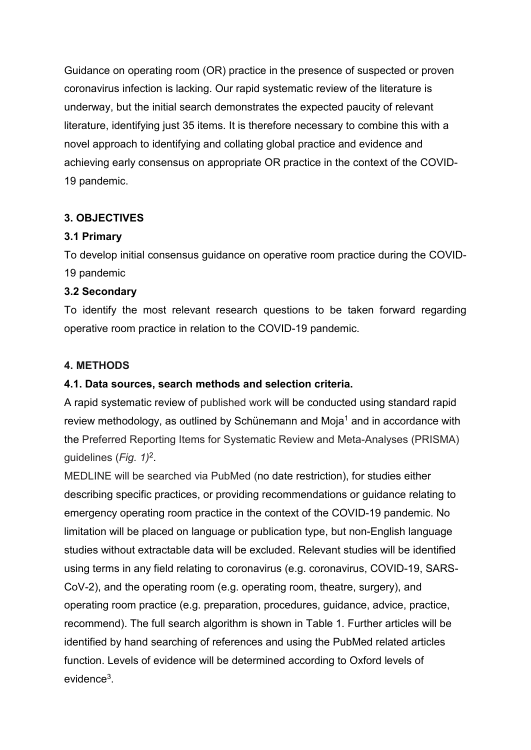Guidance on operating room (OR) practice in the presence of suspected or proven coronavirus infection is lacking. Our rapid systematic review of the literature is underway, but the initial search demonstrates the expected paucity of relevant literature, identifying just 35 items. It is therefore necessary to combine this with a novel approach to identifying and collating global practice and evidence and achieving early consensus on appropriate OR practice in the context of the COVID-19 pandemic.

### 3. OBJECTIVES

#### 3.1 Primary

To develop initial consensus guidance on operative room practice during the COVID-19 pandemic

#### 3.2 Secondary

To identify the most relevant research questions to be taken forward regarding operative room practice in relation to the COVID-19 pandemic.

### 4. METHODS

#### 4.1. Data sources, search methods and selection criteria.

A rapid systematic review of published work will be conducted using standard rapid review methodology, as outlined by Schünemann and Moja[1] and in accordance with the Preferred Reporting Items for Systematic Review and Meta-Analyses (PRISMA) guidelines (*Fig. 1)*[2].

MEDLINE will be searched via PubMed (no date restriction), for studies either describing specific practices, or providing recommendations or guidance relating to emergency operating room practice in the context of the COVID-19 pandemic. No limitation will be placed on language or publication type, but non-English language studies without extractable data will be excluded. Relevant studies will be identified using terms in any field relating to coronavirus (e.g. coronavirus, COVID-19, SARS-CoV-2), and the operating room (e.g. operating room, theatre, surgery), and operating room practice (e.g. preparation, procedures, guidance, advice, practice, recommend). The full search algorithm is shown in Table 1. Further articles will be identified by hand searching of references and using the PubMed related articles function. Levels of evidence will be determined according to Oxford levels of evidence[3].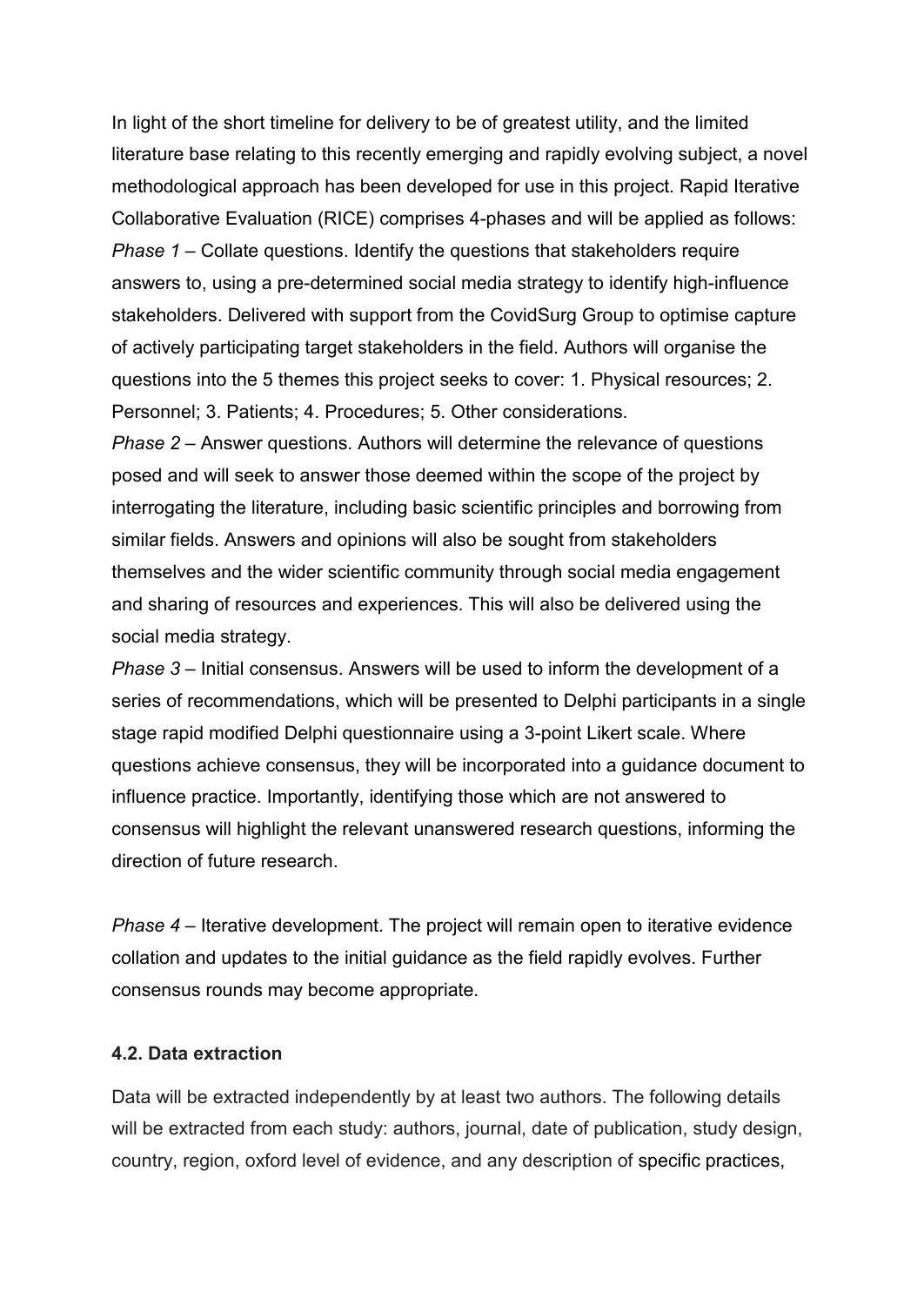In light of the short timeline for delivery to be of greatest utility, and the limited literature base relating to this recently emerging and rapidly evolving subject, a novel methodological approach has been developed for use in this project. Rapid Iterative Collaborative Evaluation (RICE) comprises 4-phases and will be applied as follows:

*Phase 1* – Collate questions. Identify the questions that stakeholders require answers to, using a pre-determined social media strategy to identify high-influence stakeholders. Delivered with support from the CovidSurg Group to optimise capture of actively participating target stakeholders in the field. Authors will organise the questions into the 5 themes this project seeks to cover: 1. Physical resources; 2. Personnel; 3. Patients; 4. Procedures; 5. Other considerations.

*Phase 2* – Answer questions. Authors will determine the relevance of questions posed and will seek to answer those deemed within the scope of the project by interrogating the literature, including basic scientific principles and borrowing from similar fields. Answers and opinions will also be sought from stakeholders themselves and the wider scientific community through social media engagement and sharing of resources and experiences. This will also be delivered using the social media strategy.

*Phase 3* – Initial consensus. Answers will be used to inform the development of a series of recommendations, which will be presented to Delphi participants in a single stage rapid modified Delphi questionnaire using a 3-point Likert scale. Where questions achieve consensus, they will be incorporated into a guidance document to influence practice. Importantly, identifying those which are not answered to consensus will highlight the relevant unanswered research questions, informing the direction of future research.

*Phase 4* – Iterative development. The project will remain open to iterative evidence collation and updates to the initial guidance as the field rapidly evolves. Further consensus rounds may become appropriate.

### 4.2. Data extraction

Data will be extracted independently by at least two authors. The following details will be extracted from each study: authors, journal, date of publication, study design, country, region, oxford level of evidence, and any description of specific practices,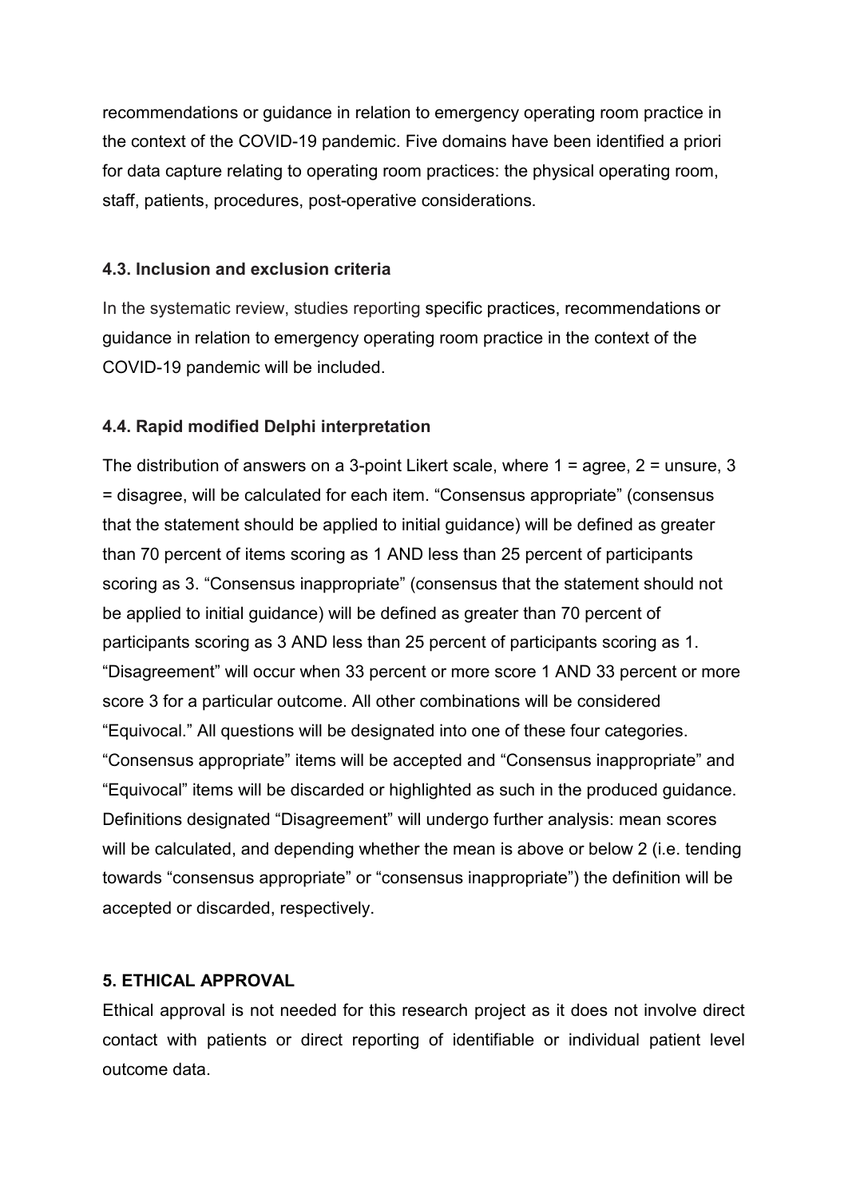recommendations or guidance in relation to emergency operating room practice in the context of the COVID-19 pandemic. Five domains have been identified a priori for data capture relating to operating room practices: the physical operating room, staff, patients, procedures, post-operative considerations.

### 4.3. Inclusion and exclusion criteria

In the systematic review, studies reporting specific practices, recommendations or guidance in relation to emergency operating room practice in the context of the COVID-19 pandemic will be included.

### 4.4. Rapid modified Delphi interpretation

The distribution of answers on a 3-point Likert scale, where 1 = agree, 2 = unsure, 3 = disagree, will be calculated for each item. "Consensus appropriate" (consensus that the statement should be applied to initial guidance) will be defined as greater than 70 percent of items scoring as 1 AND less than 25 percent of participants scoring as 3. "Consensus inappropriate" (consensus that the statement should not be applied to initial guidance) will be defined as greater than 70 percent of participants scoring as 3 AND less than 25 percent of participants scoring as 1. "Disagreement" will occur when 33 percent or more score 1 AND 33 percent or more score 3 for a particular outcome. All other combinations will be considered "Equivocal." All questions will be designated into one of these four categories. "Consensus appropriate" items will be accepted and "Consensus inappropriate" and "Equivocal" items will be discarded or highlighted as such in the produced guidance. Definitions designated "Disagreement" will undergo further analysis: mean scores will be calculated, and depending whether the mean is above or below 2 (i.e. tending towards "consensus appropriate" or "consensus inappropriate") the definition will be accepted or discarded, respectively.

## 5. ETHICAL APPROVAL

Ethical approval is not needed for this research project as it does not involve direct contact with patients or direct reporting of identifiable or individual patient level outcome data.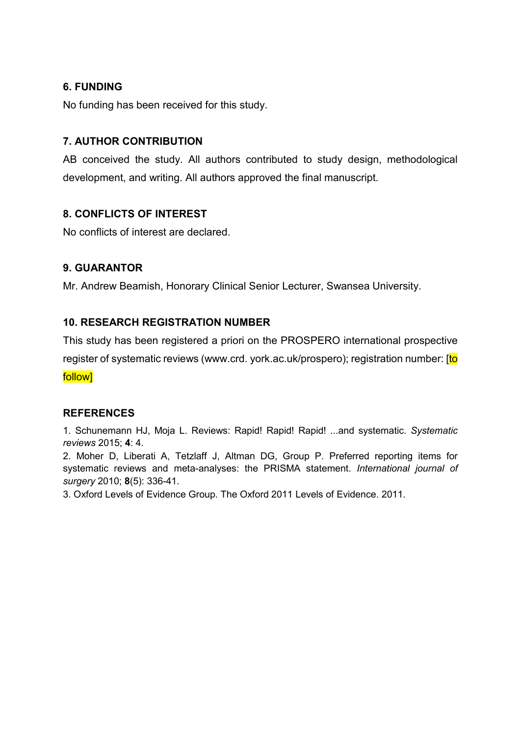## 6. FUNDING

No funding has been received for this study.

## 7. AUTHOR CONTRIBUTION

AB conceived the study. All authors contributed to study design, methodological development, and writing. All authors approved the final manuscript.

## 8. CONFLICTS OF INTEREST

No conflicts of interest are declared.

## 9. GUARANTOR

Mr. Andrew Beamish, Honorary Clinical Senior Lecturer, Swansea University.

## 10. RESEARCH REGISTRATION NUMBER

This study has been registered a priori on the PROSPERO international prospective register of systematic reviews (www.crd. york.ac.uk/prospero); registration number: [to follow]

## REFERENCES

1. Schunemann HJ, Moja L. Reviews: Rapid! Rapid! Rapid! ...and systematic. *Systematic reviews* 2015; **4**: 4.
2. Moher D, Liberati A, Tetzlaff J, Altman DG, Group P. Preferred reporting items for systematic reviews and meta-analyses: the PRISMA statement. *International journal of surgery* 2010; **8**(5): 336-41.
3. Oxford Levels of Evidence Group. The Oxford 2011 Levels of Evidence. 2011.